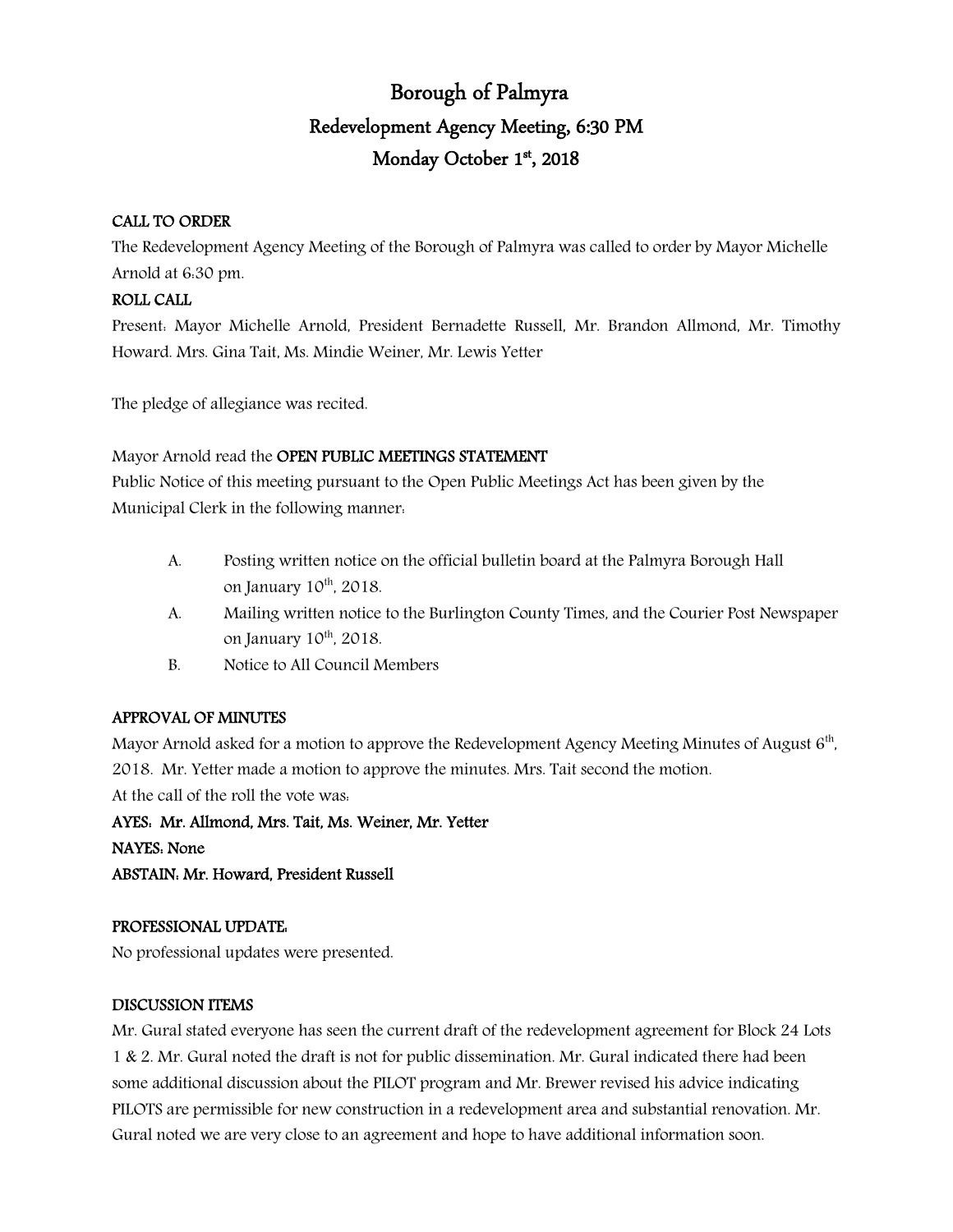# Borough of Palmyra

## Redevelopment Agency Meeting, 6:30 PM

## Monday October 1st, 2018

**CALL TO ORDER**

The Redevelopment Agency Meeting of the Borough of Palmyra was called to order by Mayor Michelle Arnold at 6:30 pm.

**ROLL CALL**

Present: Mayor Michelle Arnold, President Bernadette Russell, Mr. Brandon Allmond, Mr. Timothy Howard. Mrs. Gina Tait, Ms. Mindie Weiner, Mr. Lewis Yetter

The pledge of allegiance was recited.

Mayor Arnold read the **OPEN PUBLIC MEETINGS STATEMENT**

Public Notice of this meeting pursuant to the Open Public Meetings Act has been given by the Municipal Clerk in the following manner:

A. Posting written notice on the official bulletin board at the Palmyra Borough Hall on January 10th, 2018.

A. Mailing written notice to the Burlington County Times, and the Courier Post Newspaper on January 10th, 2018.

B. Notice to All Council Members

**APPROVAL OF MINUTES**

Mayor Arnold asked for a motion to approve the Redevelopment Agency Meeting Minutes of August 6th, 2018. Mr. Yetter made a motion to approve the minutes. Mrs. Tait second the motion.

At the call of the roll the vote was:

**AYES: Mr. Allmond, Mrs. Tait, Ms. Weiner, Mr. Yetter**

**NAYES: None**

**ABSTAIN: Mr. Howard, President Russell**

**PROFESSIONAL UPDATE:**

No professional updates were presented.

**DISCUSSION ITEMS**

Mr. Gural stated everyone has seen the current draft of the redevelopment agreement for Block 24 Lots 1 & 2. Mr. Gural noted the draft is not for public dissemination. Mr. Gural indicated there had been some additional discussion about the PILOT program and Mr. Brewer revised his advice indicating PILOTS are permissible for new construction in a redevelopment area and substantial renovation. Mr. Gural noted we are very close to an agreement and hope to have additional information soon.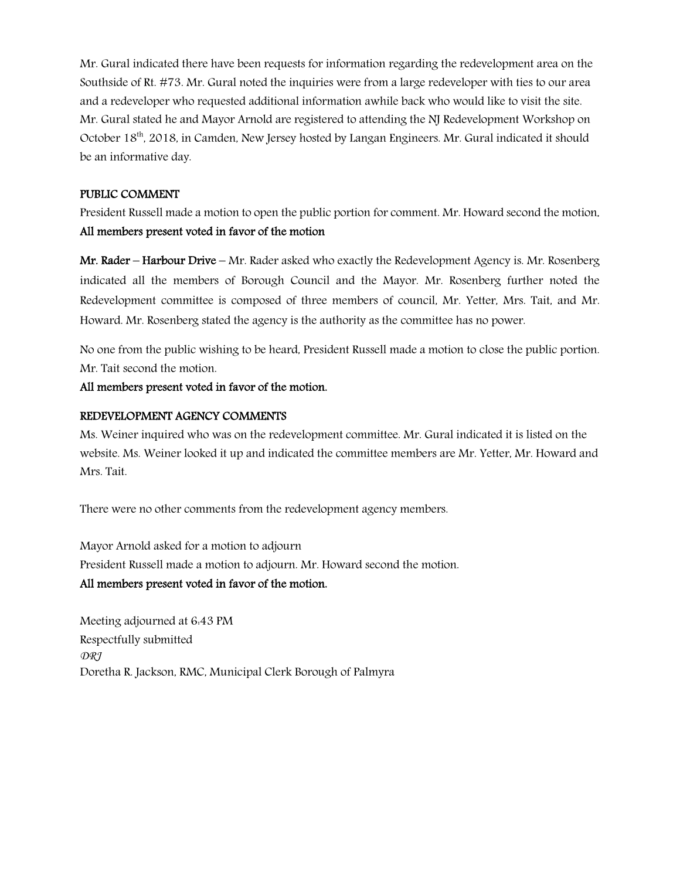Mr. Gural indicated there have been requests for information regarding the redevelopment area on the Southside of Rt. #73. Mr. Gural noted the inquiries were from a large redeveloper with ties to our area and a redeveloper who requested additional information awhile back who would like to visit the site. Mr. Gural stated he and Mayor Arnold are registered to attending the NJ Redevelopment Workshop on October 18th, 2018, in Camden, New Jersey hosted by Langan Engineers. Mr. Gural indicated it should be an informative day.

**PUBLIC COMMENT**

President Russell made a motion to open the public portion for comment. Mr. Howard second the motion.
**All members present voted in favor of the motion**

**Mr. Rader – Harbour Drive** – Mr. Rader asked who exactly the Redevelopment Agency is. Mr. Rosenberg indicated all the members of Borough Council and the Mayor. Mr. Rosenberg further noted the Redevelopment committee is composed of three members of council, Mr. Yetter, Mrs. Tait, and Mr. Howard. Mr. Rosenberg stated the agency is the authority as the committee has no power.

No one from the public wishing to be heard, President Russell made a motion to close the public portion. Mr. Tait second the motion.
**All members present voted in favor of the motion.**

**REDEVELOPMENT AGENCY COMMENTS**

Ms. Weiner inquired who was on the redevelopment committee. Mr. Gural indicated it is listed on the website. Ms. Weiner looked it up and indicated the committee members are Mr. Yetter, Mr. Howard and Mrs. Tait.

There were no other comments from the redevelopment agency members.

Mayor Arnold asked for a motion to adjourn
President Russell made a motion to adjourn. Mr. Howard second the motion.
**All members present voted in favor of the motion.**

Meeting adjourned at 6:43 PM
Respectfully submitted
*DRJ*
Doretha R. Jackson, RMC, Municipal Clerk Borough of Palmyra